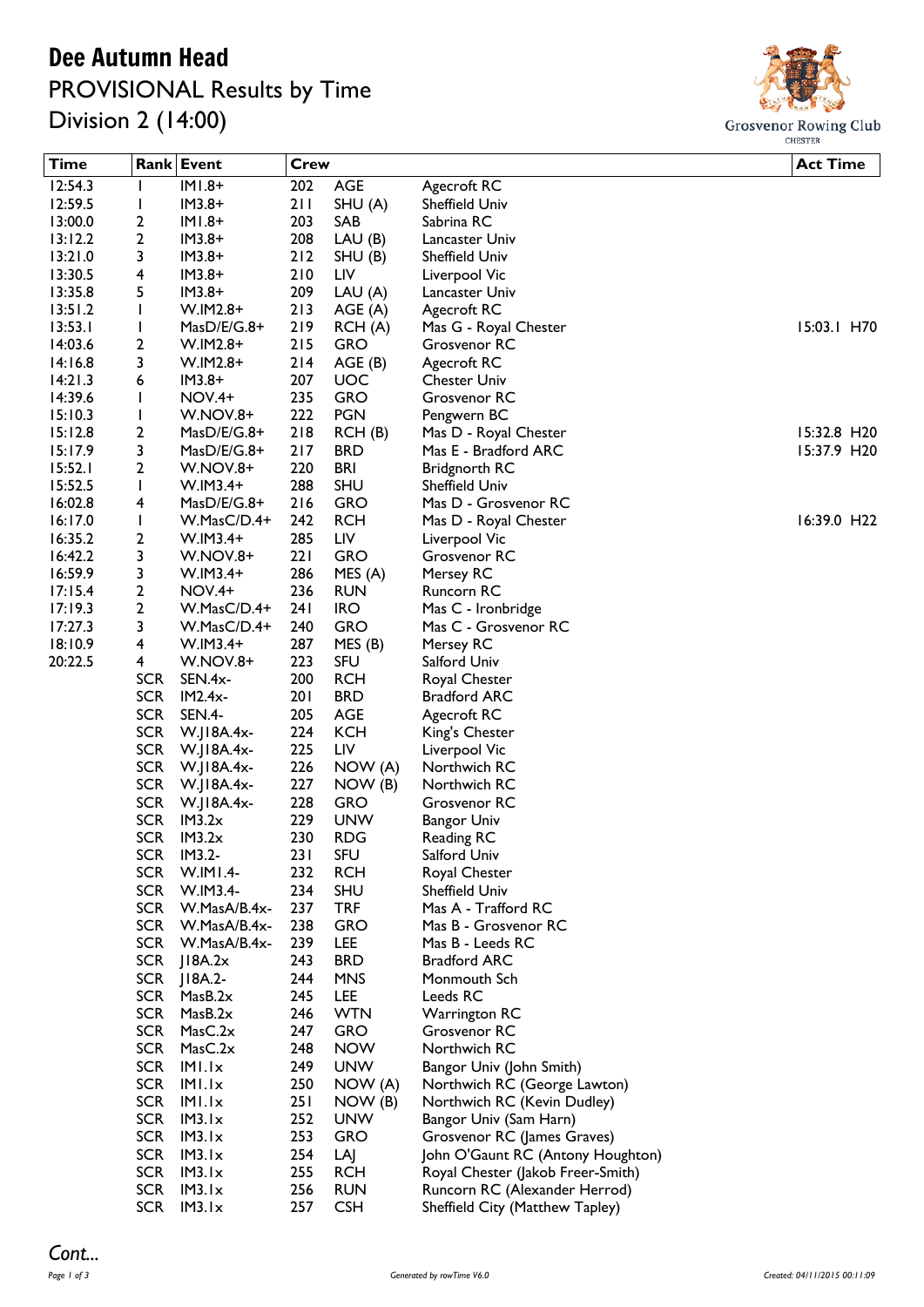# Dee Autumn Head

## PROVISIONAL Results by Time

## Division 2 (14:00)

Grosvenor Rowing Club
CHESTER

| Time | Rank | Event | Crew | | | Act Time |
|---|---|---|---|---|---|---|
| 12:54.3 | 1 | IM1.8+ | 202 | AGE | Agecroft RC | |
| 12:59.5 | 1 | IM3.8+ | 211 | SHU (A) | Sheffield Univ | |
| 13:00.0 | 2 | IM1.8+ | 203 | SAB | Sabrina RC | |
| 13:12.2 | 2 | IM3.8+ | 208 | LAU (B) | Lancaster Univ | |
| 13:21.0 | 3 | IM3.8+ | 212 | SHU (B) | Sheffield Univ | |
| 13:30.5 | 4 | IM3.8+ | 210 | LIV | Liverpool Vic | |
| 13:35.8 | 5 | IM3.8+ | 209 | LAU (A) | Lancaster Univ | |
| 13:51.2 | 1 | W.IM2.8+ | 213 | AGE (A) | Agecroft RC | |
| 13:53.1 | 1 | MasD/E/G.8+ | 219 | RCH (A) | Mas G - Royal Chester | 15:03.1 H70 |
| 14:03.6 | 2 | W.IM2.8+ | 215 | GRO | Grosvenor RC | |
| 14:16.8 | 3 | W.IM2.8+ | 214 | AGE (B) | Agecroft RC | |
| 14:21.3 | 6 | IM3.8+ | 207 | UOC | Chester Univ | |
| 14:39.6 | 1 | NOV.4+ | 235 | GRO | Grosvenor RC | |
| 15:10.3 | 1 | W.NOV.8+ | 222 | PGN | Pengwern BC | |
| 15:12.8 | 2 | MasD/E/G.8+ | 218 | RCH (B) | Mas D - Royal Chester | 15:32.8 H20 |
| 15:17.9 | 3 | MasD/E/G.8+ | 217 | BRD | Mas E - Bradford ARC | 15:37.9 H20 |
| 15:52.1 | 2 | W.NOV.8+ | 220 | BRI | Bridgnorth RC | |
| 15:52.5 | 1 | W.IM3.4+ | 288 | SHU | Sheffield Univ | |
| 16:02.8 | 4 | MasD/E/G.8+ | 216 | GRO | Mas D - Grosvenor RC | |
| 16:17.0 | 1 | W.MasC/D.4+ | 242 | RCH | Mas D - Royal Chester | 16:39.0 H22 |
| 16:35.2 | 2 | W.IM3.4+ | 285 | LIV | Liverpool Vic | |
| 16:42.2 | 3 | W.NOV.8+ | 221 | GRO | Grosvenor RC | |
| 16:59.9 | 3 | W.IM3.4+ | 286 | MES (A) | Mersey RC | |
| 17:15.4 | 2 | NOV.4+ | 236 | RUN | Runcorn RC | |
| 17:19.3 | 2 | W.MasC/D.4+ | 241 | IRO | Mas C - Ironbridge | |
| 17:27.3 | 3 | W.MasC/D.4+ | 240 | GRO | Mas C - Grosvenor RC | |
| 18:10.9 | 4 | W.IM3.4+ | 287 | MES (B) | Mersey RC | |
| 20:22.5 | 4 | W.NOV.8+ | 223 | SFU | Salford Univ | |
| | SCR | SEN.4x- | 200 | RCH | Royal Chester | |
| | SCR | IM2.4x- | 201 | BRD | Bradford ARC | |
| | SCR | SEN.4- | 205 | AGE | Agecroft RC | |
| | SCR | W.J18A.4x- | 224 | KCH | King's Chester | |
| | SCR | W.J18A.4x- | 225 | LIV | Liverpool Vic | |
| | SCR | W.J18A.4x- | 226 | NOW (A) | Northwich RC | |
| | SCR | W.J18A.4x- | 227 | NOW (B) | Northwich RC | |
| | SCR | W.J18A.4x- | 228 | GRO | Grosvenor RC | |
| | SCR | IM3.2x | 229 | UNW | Bangor Univ | |
| | SCR | IM3.2x | 230 | RDG | Reading RC | |
| | SCR | IM3.2- | 231 | SFU | Salford Univ | |
| | SCR | W.IM1.4- | 232 | RCH | Royal Chester | |
| | SCR | W.IM3.4- | 234 | SHU | Sheffield Univ | |
| | SCR | W.MasA/B.4x- | 237 | TRF | Mas A - Trafford RC | |
| | SCR | W.MasA/B.4x- | 238 | GRO | Mas B - Grosvenor RC | |
| | SCR | W.MasA/B.4x- | 239 | LEE | Mas B - Leeds RC | |
| | SCR | J18A.2x | 243 | BRD | Bradford ARC | |
| | SCR | J18A.2- | 244 | MNS | Monmouth Sch | |
| | SCR | MasB.2x | 245 | LEE | Leeds RC | |
| | SCR | MasB.2x | 246 | WTN | Warrington RC | |
| | SCR | MasC.2x | 247 | GRO | Grosvenor RC | |
| | SCR | MasC.2x | 248 | NOW | Northwich RC | |
| | SCR | IM1.1x | 249 | UNW | Bangor Univ (John Smith) | |
| | SCR | IM1.1x | 250 | NOW (A) | Northwich RC (George Lawton) | |
| | SCR | IM1.1x | 251 | NOW (B) | Northwich RC (Kevin Dudley) | |
| | SCR | IM3.1x | 252 | UNW | Bangor Univ (Sam Harn) | |
| | SCR | IM3.1x | 253 | GRO | Grosvenor RC (James Graves) | |
| | SCR | IM3.1x | 254 | LAJ | John O'Gaunt RC (Antony Houghton) | |
| | SCR | IM3.1x | 255 | RCH | Royal Chester (Jakob Freer-Smith) | |
| | SCR | IM3.1x | 256 | RUN | Runcorn RC (Alexander Herrod) | |
| | SCR | IM3.1x | 257 | CSH | Sheffield City (Matthew Tapley) | |

*Cont...*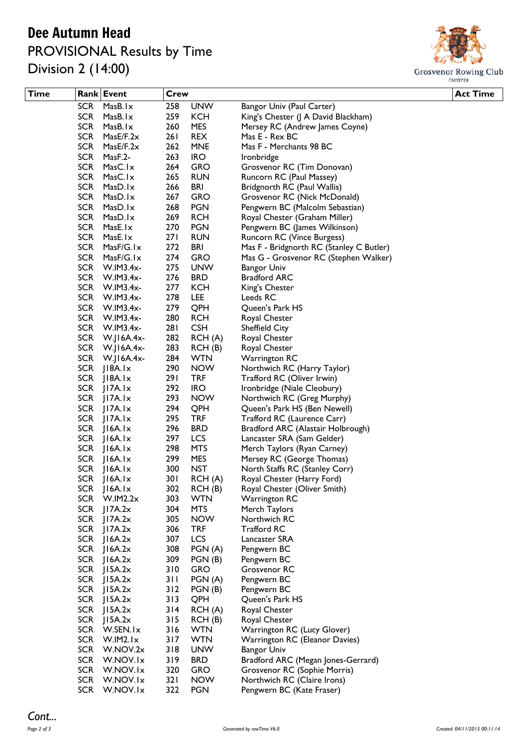# Dee Autumn Head

PROVISIONAL Results by Time

Division 2 (14:00)

Grosvenor Rowing Club
CHESTER

| Time | Rank | Event | Crew | | | Act Time |
|---|---|---|---|---|---|---|
| | SCR | MasB.1x | 258 | UNW | Bangor Univ (Paul Carter) | |
| | SCR | MasB.1x | 259 | KCH | King's Chester (J A David Blackham) | |
| | SCR | MasB.1x | 260 | MES | Mersey RC (Andrew James Coyne) | |
| | SCR | MasE/F.2x | 261 | REX | Mas E - Rex BC | |
| | SCR | MasE/F.2x | 262 | MNE | Mas F - Merchants 98 BC | |
| | SCR | MasF.2- | 263 | IRO | Ironbridge | |
| | SCR | MasC.1x | 264 | GRO | Grosvenor RC (Tim Donovan) | |
| | SCR | MasC.1x | 265 | RUN | Runcorn RC (Paul Massey) | |
| | SCR | MasD.1x | 266 | BRI | Bridgnorth RC (Paul Wallis) | |
| | SCR | MasD.1x | 267 | GRO | Grosvenor RC (Nick McDonald) | |
| | SCR | MasD.1x | 268 | PGN | Pengwern BC (Malcolm Sebastian) | |
| | SCR | MasD.1x | 269 | RCH | Royal Chester (Graham Miller) | |
| | SCR | MasE.1x | 270 | PGN | Pengwern BC (James Wilkinson) | |
| | SCR | MasE.1x | 271 | RUN | Runcorn RC (Vince Burgess) | |
| | SCR | MasF/G.1x | 272 | BRI | Mas F - Bridgnorth RC (Stanley C Butler) | |
| | SCR | MasF/G.1x | 274 | GRO | Mas G - Grosvenor RC (Stephen Walker) | |
| | SCR | W.IM3.4x- | 275 | UNW | Bangor Univ | |
| | SCR | W.IM3.4x- | 276 | BRD | Bradford ARC | |
| | SCR | W.IM3.4x- | 277 | KCH | King's Chester | |
| | SCR | W.IM3.4x- | 278 | LEE | Leeds RC | |
| | SCR | W.IM3.4x- | 279 | QPH | Queen's Park HS | |
| | SCR | W.IM3.4x- | 280 | RCH | Royal Chester | |
| | SCR | W.IM3.4x- | 281 | CSH | Sheffield City | |
| | SCR | W.J16A.4x- | 282 | RCH (A) | Royal Chester | |
| | SCR | W.J16A.4x- | 283 | RCH (B) | Royal Chester | |
| | SCR | W.J16A.4x- | 284 | WTN | Warrington RC | |
| | SCR | J18A.1x | 290 | NOW | Northwich RC (Harry Taylor) | |
| | SCR | J18A.1x | 291 | TRF | Trafford RC (Oliver Irwin) | |
| | SCR | J17A.1x | 292 | IRO | Ironbridge (Niale Cleobury) | |
| | SCR | J17A.1x | 293 | NOW | Northwich RC (Greg Murphy) | |
| | SCR | J17A.1x | 294 | QPH | Queen's Park HS (Ben Newell) | |
| | SCR | J17A.1x | 295 | TRF | Trafford RC (Laurence Carr) | |
| | SCR | J16A.1x | 296 | BRD | Bradford ARC (Alastair Holbrough) | |
| | SCR | J16A.1x | 297 | LCS | Lancaster SRA (Sam Gelder) | |
| | SCR | J16A.1x | 298 | MTS | Merch Taylors (Ryan Carney) | |
| | SCR | J16A.1x | 299 | MES | Mersey RC (George Thomas) | |
| | SCR | J16A.1x | 300 | NST | North Staffs RC (Stanley Corr) | |
| | SCR | J16A.1x | 301 | RCH (A) | Royal Chester (Harry Ford) | |
| | SCR | J16A.1x | 302 | RCH (B) | Royal Chester (Oliver Smith) | |
| | SCR | W.IM2.2x | 303 | WTN | Warrington RC | |
| | SCR | J17A.2x | 304 | MTS | Merch Taylors | |
| | SCR | J17A.2x | 305 | NOW | Northwich RC | |
| | SCR | J17A.2x | 306 | TRF | Trafford RC | |
| | SCR | J16A.2x | 307 | LCS | Lancaster SRA | |
| | SCR | J16A.2x | 308 | PGN (A) | Pengwern BC | |
| | SCR | J16A.2x | 309 | PGN (B) | Pengwern BC | |
| | SCR | J15A.2x | 310 | GRO | Grosvenor RC | |
| | SCR | J15A.2x | 311 | PGN (A) | Pengwern BC | |
| | SCR | J15A.2x | 312 | PGN (B) | Pengwern BC | |
| | SCR | J15A.2x | 313 | QPH | Queen's Park HS | |
| | SCR | J15A.2x | 314 | RCH (A) | Royal Chester | |
| | SCR | J15A.2x | 315 | RCH (B) | Royal Chester | |
| | SCR | W.SEN.1x | 316 | WTN | Warrington RC (Lucy Glover) | |
| | SCR | W.IM2.1x | 317 | WTN | Warrington RC (Eleanor Davies) | |
| | SCR | W.NOV.2x | 318 | UNW | Bangor Univ | |
| | SCR | W.NOV.1x | 319 | BRD | Bradford ARC (Megan Jones-Gerrard) | |
| | SCR | W.NOV.1x | 320 | GRO | Grosvenor RC (Sophie Morris) | |
| | SCR | W.NOV.1x | 321 | NOW | Northwich RC (Claire Irons) | |
| | SCR | W.NOV.1x | 322 | PGN | Pengwern BC (Kate Fraser) | |

*Cont...*

*Generated by rowTime V6.0*

*Created: 04/11/2015 00:11:14*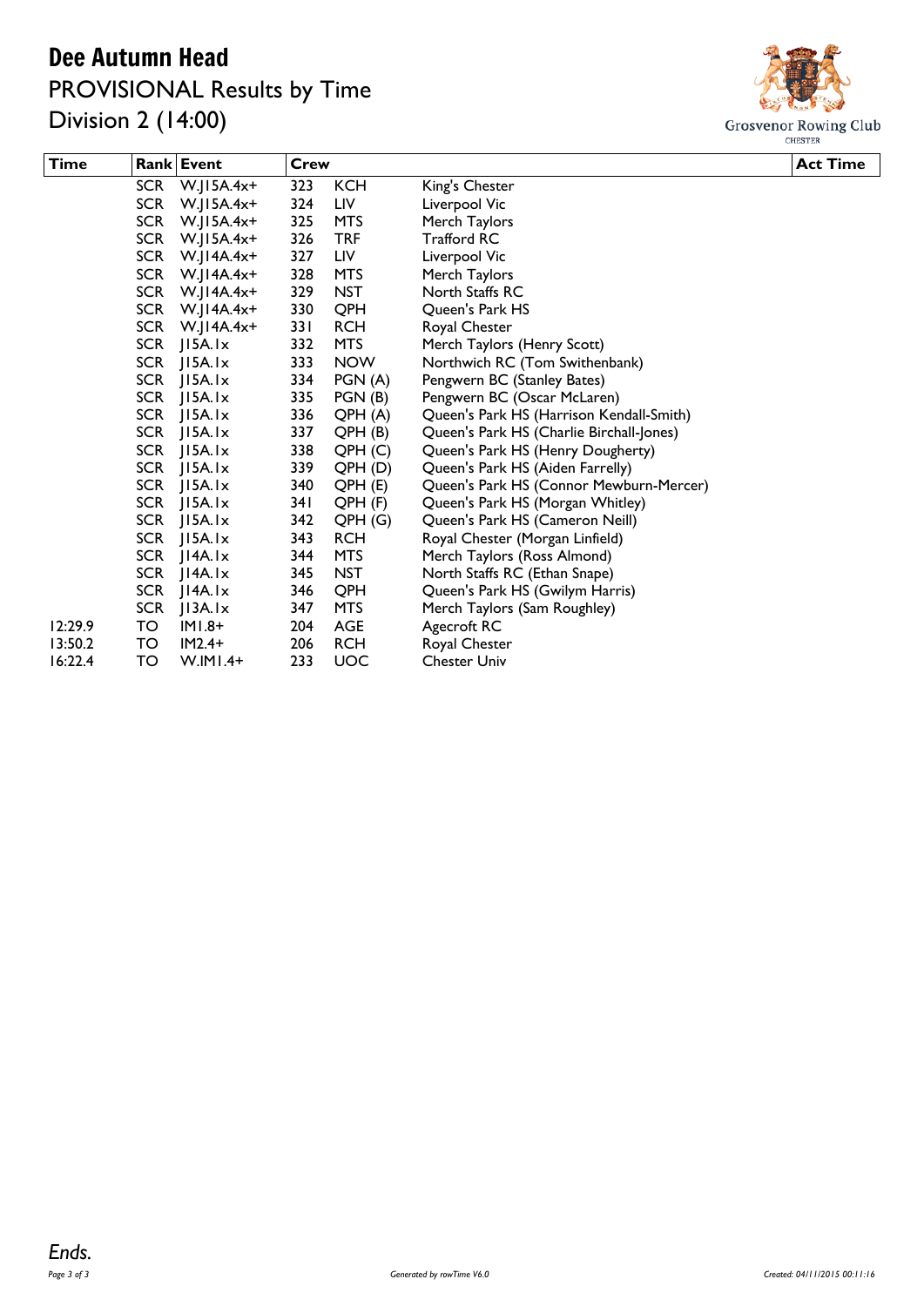# Dee Autumn Head

## PROVISIONAL Results by Time

## Division 2 (14:00)

Grosvenor Rowing Club
CHESTER

| Time | Rank | Event | Crew | | | Act Time |
|---|---|---|---|---|---|---|
| | SCR | W.J15A.4x+ | 323 | KCH | King's Chester | |
| | SCR | W.J15A.4x+ | 324 | LIV | Liverpool Vic | |
| | SCR | W.J15A.4x+ | 325 | MTS | Merch Taylors | |
| | SCR | W.J15A.4x+ | 326 | TRF | Trafford RC | |
| | SCR | W.J14A.4x+ | 327 | LIV | Liverpool Vic | |
| | SCR | W.J14A.4x+ | 328 | MTS | Merch Taylors | |
| | SCR | W.J14A.4x+ | 329 | NST | North Staffs RC | |
| | SCR | W.J14A.4x+ | 330 | QPH | Queen's Park HS | |
| | SCR | W.J14A.4x+ | 331 | RCH | Royal Chester | |
| | SCR | J15A.1x | 332 | MTS | Merch Taylors (Henry Scott) | |
| | SCR | J15A.1x | 333 | NOW | Northwich RC (Tom Swithenbank) | |
| | SCR | J15A.1x | 334 | PGN (A) | Pengwern BC (Stanley Bates) | |
| | SCR | J15A.1x | 335 | PGN (B) | Pengwern BC (Oscar McLaren) | |
| | SCR | J15A.1x | 336 | QPH (A) | Queen's Park HS (Harrison Kendall-Smith) | |
| | SCR | J15A.1x | 337 | QPH (B) | Queen's Park HS (Charlie Birchall-Jones) | |
| | SCR | J15A.1x | 338 | QPH (C) | Queen's Park HS (Henry Dougherty) | |
| | SCR | J15A.1x | 339 | QPH (D) | Queen's Park HS (Aiden Farrelly) | |
| | SCR | J15A.1x | 340 | QPH (E) | Queen's Park HS (Connor Mewburn-Mercer) | |
| | SCR | J15A.1x | 341 | QPH (F) | Queen's Park HS (Morgan Whitley) | |
| | SCR | J15A.1x | 342 | QPH (G) | Queen's Park HS (Cameron Neill) | |
| | SCR | J15A.1x | 343 | RCH | Royal Chester (Morgan Linfield) | |
| | SCR | J14A.1x | 344 | MTS | Merch Taylors (Ross Almond) | |
| | SCR | J14A.1x | 345 | NST | North Staffs RC (Ethan Snape) | |
| | SCR | J14A.1x | 346 | QPH | Queen's Park HS (Gwilym Harris) | |
| | SCR | J13A.1x | 347 | MTS | Merch Taylors (Sam Roughley) | |
| 12:29.9 | TO | IM1.8+ | 204 | AGE | Agecroft RC | |
| 13:50.2 | TO | IM2.4+ | 206 | RCH | Royal Chester | |
| 16:22.4 | TO | W.IM1.4+ | 233 | UOC | Chester Univ | |

*Ends.*

*Generated by rowTime V6.0* *Created: 04/11/2015 00:11:16*